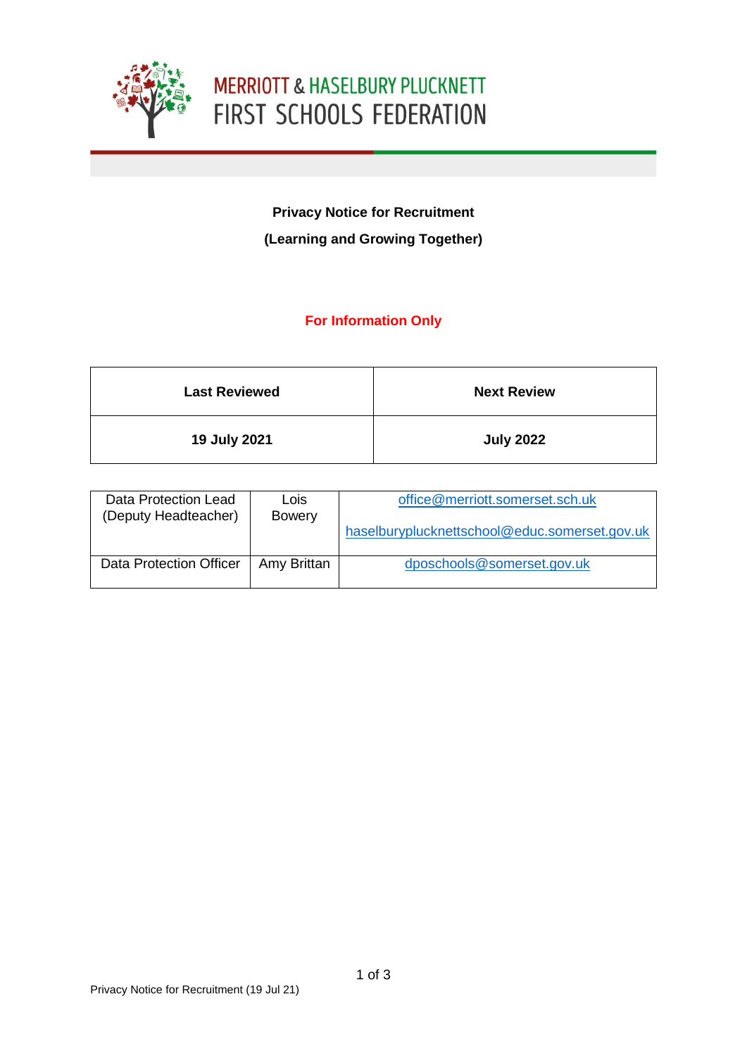MERRIOTT & HASELBURY PLUCKNETT
FIRST SCHOOLS FEDERATION

**Privacy Notice for Recruitment**

**(Learning and Growing Together)**

**For Information Only**

| **Last Reviewed** | **Next Review** |
|---|---|
| **19 July 2021** | **July 2022** |

| Data Protection Lead (Deputy Headteacher) | Lois Bowery | office@merriott.somerset.sch.uk haselburyplucknettschool@educ.somerset.gov.uk |
|---|---|---|
| Data Protection Officer | Amy Brittan | dposchools@somerset.gov.uk |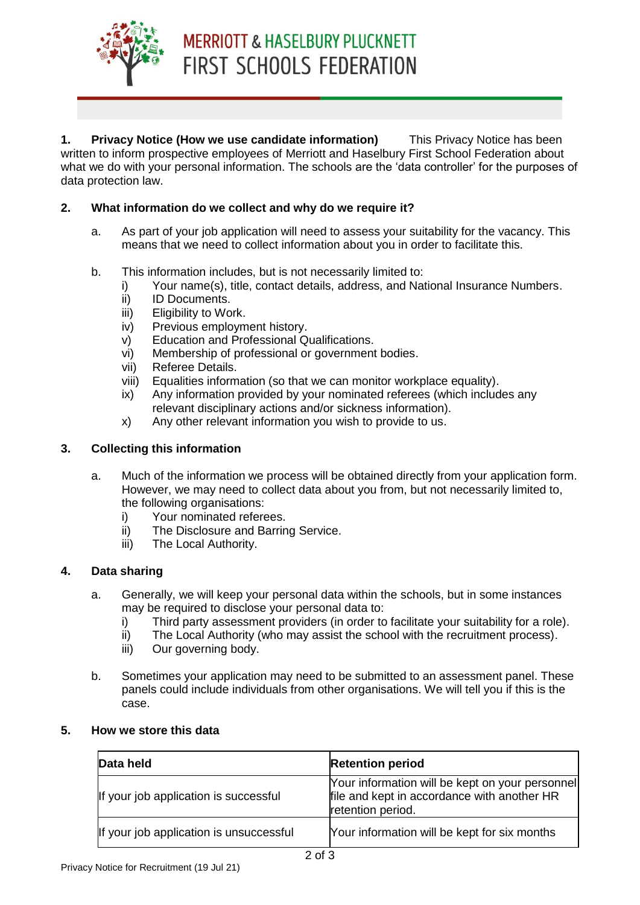# MERRIOTT & HASELBURY PLUCKNETT FIRST SCHOOLS FEDERATION

**1. Privacy Notice (How we use candidate information)** This Privacy Notice has been written to inform prospective employees of Merriott and Haselbury First School Federation about what we do with your personal information. The schools are the 'data controller' for the purposes of data protection law.

## 2. What information do we collect and why do we require it?

a. As part of your job application will need to assess your suitability for the vacancy. This means that we need to collect information about you in order to facilitate this.

b. This information includes, but is not necessarily limited to:
   - i) Your name(s), title, contact details, address, and National Insurance Numbers.
   - ii) ID Documents.
   - iii) Eligibility to Work.
   - iv) Previous employment history.
   - v) Education and Professional Qualifications.
   - vi) Membership of professional or government bodies.
   - vii) Referee Details.
   - viii) Equalities information (so that we can monitor workplace equality).
   - ix) Any information provided by your nominated referees (which includes any relevant disciplinary actions and/or sickness information).
   - x) Any other relevant information you wish to provide to us.

## 3. Collecting this information

a. Much of the information we process will be obtained directly from your application form. However, we may need to collect data about you from, but not necessarily limited to, the following organisations:
   - i) Your nominated referees.
   - ii) The Disclosure and Barring Service.
   - iii) The Local Authority.

## 4. Data sharing

a. Generally, we will keep your personal data within the schools, but in some instances may be required to disclose your personal data to:
   - i) Third party assessment providers (in order to facilitate your suitability for a role).
   - ii) The Local Authority (who may assist the school with the recruitment process).
   - iii) Our governing body.

b. Sometimes your application may need to be submitted to an assessment panel. These panels could include individuals from other organisations. We will tell you if this is the case.

## 5. How we store this data

| Data held | Retention period |
|---|---|
| If your job application is successful | Your information will be kept on your personnel file and kept in accordance with another HR retention period. |
| If your job application is unsuccessful | Your information will be kept for six months |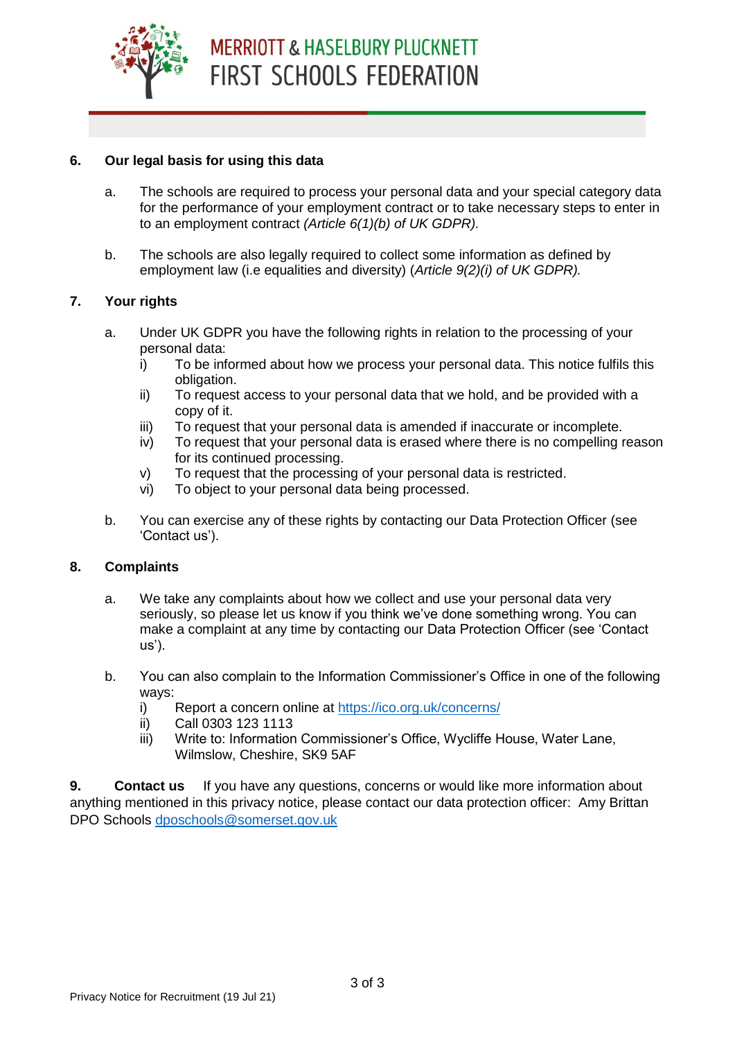## 6. Our legal basis for using this data

a. The schools are required to process your personal data and your special category data for the performance of your employment contract or to take necessary steps to enter in to an employment contract *(Article 6(1)(b) of UK GDPR).*

b. The schools are also legally required to collect some information as defined by employment law (i.e equalities and diversity) (*Article 9(2)(i) of UK GDPR).*

## 7. Your rights

a. Under UK GDPR you have the following rights in relation to the processing of your personal data:
   i) To be informed about how we process your personal data. This notice fulfils this obligation.
   ii) To request access to your personal data that we hold, and be provided with a copy of it.
   iii) To request that your personal data is amended if inaccurate or incomplete.
   iv) To request that your personal data is erased where there is no compelling reason for its continued processing.
   v) To request that the processing of your personal data is restricted.
   vi) To object to your personal data being processed.

b. You can exercise any of these rights by contacting our Data Protection Officer (see 'Contact us').

## 8. Complaints

a. We take any complaints about how we collect and use your personal data very seriously, so please let us know if you think we've done something wrong. You can make a complaint at any time by contacting our Data Protection Officer (see 'Contact us').

b. You can also complain to the Information Commissioner's Office in one of the following ways:
   i) Report a concern online at https://ico.org.uk/concerns/
   ii) Call 0303 123 1113
   iii) Write to: Information Commissioner's Office, Wycliffe House, Water Lane, Wilmslow, Cheshire, SK9 5AF

**9. Contact us** If you have any questions, concerns or would like more information about anything mentioned in this privacy notice, please contact our data protection officer: Amy Brittan DPO Schools dposchools@somerset.gov.uk

Privacy Notice for Recruitment (19 Jul 21)